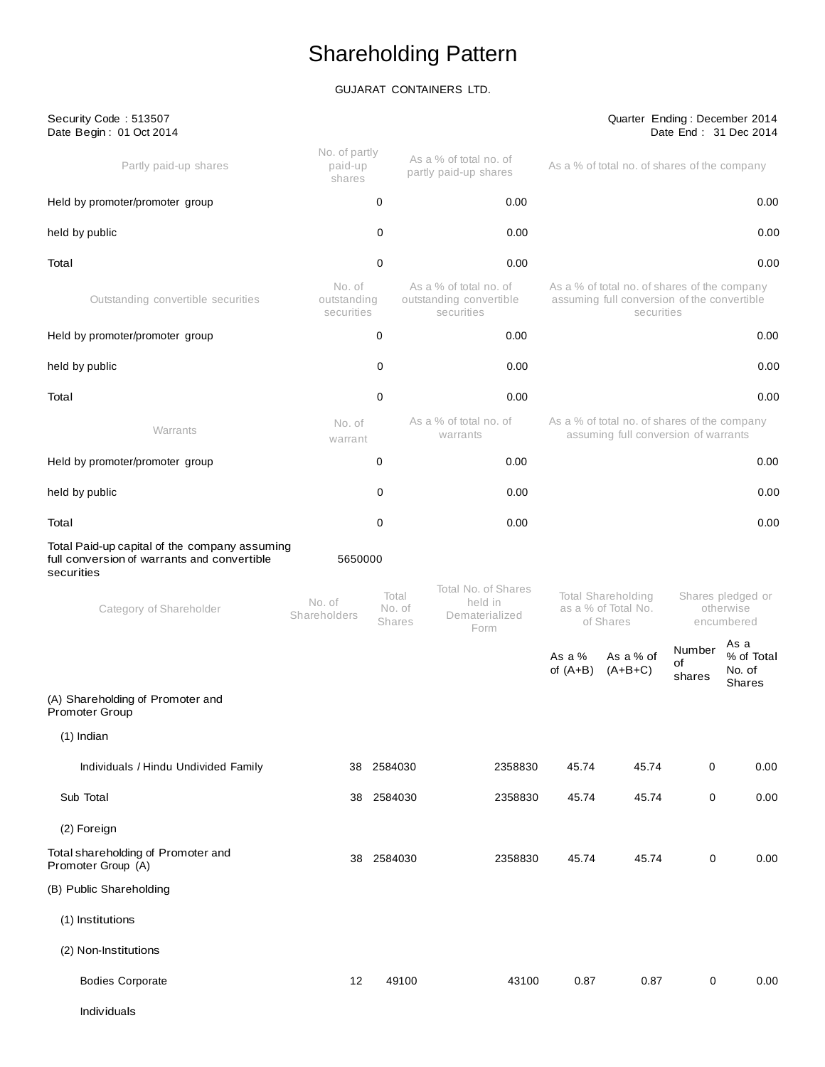# Shareholding Pattern

GUJARAT CONTAINERS LTD.

Security Code : 513507
Date Begin : 01 Oct 2014

Quarter Ending : December 2014
Date End : 31 Dec 2014

| Partly paid-up shares | No. of partly paid-up shares | As a % of total no. of partly paid-up shares | As a % of total no. of shares of the company |
|---|---|---|---|
| Held by promoter/promoter group | 0 | 0.00 | 0.00 |
| held by public | 0 | 0.00 | 0.00 |
| Total | 0 | 0.00 | 0.00 |

| Outstanding convertible securities | No. of outstanding securities | As a % of total no. of outstanding convertible securities | As a % of total no. of shares of the company assuming full conversion of the convertible securities |
|---|---|---|---|
| Held by promoter/promoter group | 0 | 0.00 | 0.00 |
| held by public | 0 | 0.00 | 0.00 |
| Total | 0 | 0.00 | 0.00 |

| Warrants | No. of warrant | As a % of total no. of warrants | As a % of total no. of shares of the company assuming full conversion of warrants |
|---|---|---|---|
| Held by promoter/promoter group | 0 | 0.00 | 0.00 |
| held by public | 0 | 0.00 | 0.00 |
| Total | 0 | 0.00 | 0.00 |

Total Paid-up capital of the company assuming full conversion of warrants and convertible securities: 5650000

| Category of Shareholder | No. of Shareholders | Total No. of Shares | Total No. of Shares held in Dematerialized Form | Total Shareholding as a % of Total No. of Shares | | Shares pledged or otherwise encumbered | |
|---|---|---|---|---|---|---|---|
| | | | | As a % of (A+B) | As a % of (A+B+C) | Number of shares | As a % of Total No. of Shares |
| (A) Shareholding of Promoter and Promoter Group | | | | | | | |
| (1) Indian | | | | | | | |
| Individuals / Hindu Undivided Family | 38 | 2584030 | 2358830 | 45.74 | 45.74 | 0 | 0.00 |
| Sub Total | 38 | 2584030 | 2358830 | 45.74 | 45.74 | 0 | 0.00 |
| (2) Foreign | | | | | | | |
| Total shareholding of Promoter and Promoter Group (A) | 38 | 2584030 | 2358830 | 45.74 | 45.74 | 0 | 0.00 |
| (B) Public Shareholding | | | | | | | |
| (1) Institutions | | | | | | | |
| (2) Non-Institutions | | | | | | | |
| Bodies Corporate | 12 | 49100 | 43100 | 0.87 | 0.87 | 0 | 0.00 |
| Individuals | | | | | | | |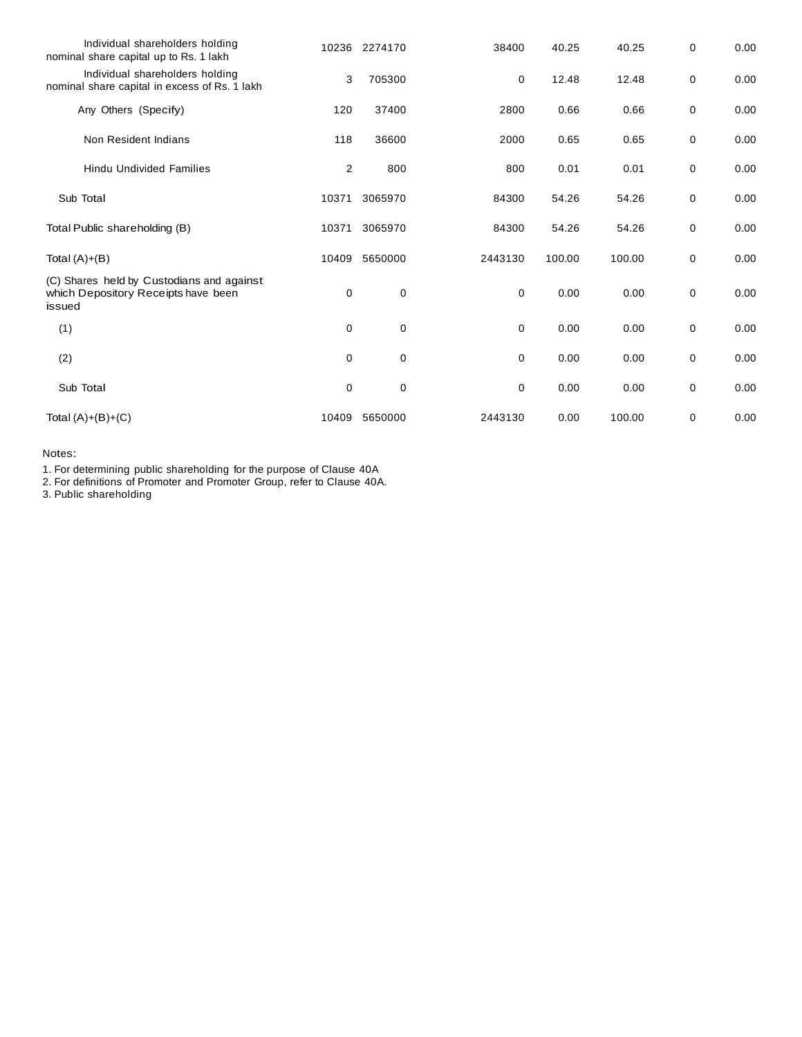| | | | | | | | |
|---|---|---|---|---|---|---|---|
| Individual shareholders holding nominal share capital up to Rs. 1 lakh | 10236 | 2274170 | 38400 | 40.25 | 40.25 | 0 | 0.00 |
| Individual shareholders holding nominal share capital in excess of Rs. 1 lakh | 3 | 705300 | 0 | 12.48 | 12.48 | 0 | 0.00 |
| Any Others (Specify) | 120 | 37400 | 2800 | 0.66 | 0.66 | 0 | 0.00 |
| Non Resident Indians | 118 | 36600 | 2000 | 0.65 | 0.65 | 0 | 0.00 |
| Hindu Undivided Families | 2 | 800 | 800 | 0.01 | 0.01 | 0 | 0.00 |
| Sub Total | 10371 | 3065970 | 84300 | 54.26 | 54.26 | 0 | 0.00 |
| Total Public shareholding (B) | 10371 | 3065970 | 84300 | 54.26 | 54.26 | 0 | 0.00 |
| Total (A)+(B) | 10409 | 5650000 | 2443130 | 100.00 | 100.00 | 0 | 0.00 |
| (C) Shares held by Custodians and against which Depository Receipts have been issued | 0 | 0 | 0 | 0.00 | 0.00 | 0 | 0.00 |
| (1) | 0 | 0 | 0 | 0.00 | 0.00 | 0 | 0.00 |
| (2) | 0 | 0 | 0 | 0.00 | 0.00 | 0 | 0.00 |
| Sub Total | 0 | 0 | 0 | 0.00 | 0.00 | 0 | 0.00 |
| Total (A)+(B)+(C) | 10409 | 5650000 | 2443130 | 0.00 | 100.00 | 0 | 0.00 |

Notes:

1. For determining public shareholding for the purpose of Clause 40A
2. For definitions of Promoter and Promoter Group, refer to Clause 40A.
3. Public shareholding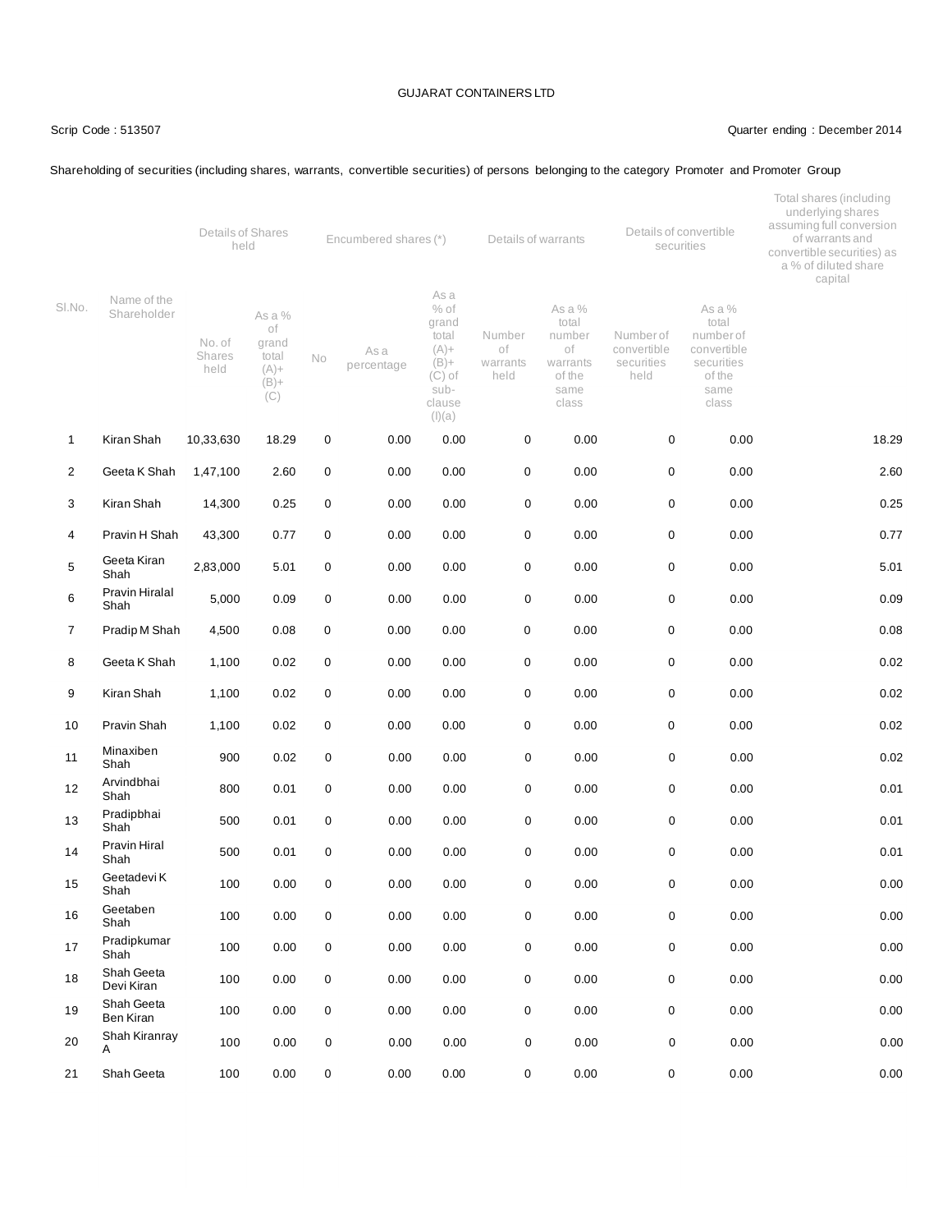GUJARAT CONTAINERS LTD

Scrip Code : 513507

Quarter ending : December 2014

Shareholding of securities (including shares, warrants, convertible securities) of persons belonging to the category Promoter and Promoter Group

| Sl.No. | Name of the Shareholder | Details of Shares held | | Encumbered shares (*) | | | Details of warrants | | Details of convertible securities | | Total shares (including underlying shares assuming full conversion of warrants and convertible securities) as a % of diluted share capital |
|---|---|---|---|---|---|---|---|---|---|---|---|
| | | No. of Shares held | As a % of grand total (A)+ (B)+ (C) | No | As a percentage | As a % of grand total (A)+ (B)+ (C) of sub-clause (I)(a) | Number of warrants held | As a % total number of warrants of the same class | Number of convertible securities held | As a % total number of convertible securities of the same class | |
| 1 | Kiran Shah | 10,33,630 | 18.29 | 0 | 0.00 | 0.00 | 0 | 0.00 | 0 | 0.00 | 18.29 |
| 2 | Geeta K Shah | 1,47,100 | 2.60 | 0 | 0.00 | 0.00 | 0 | 0.00 | 0 | 0.00 | 2.60 |
| 3 | Kiran Shah | 14,300 | 0.25 | 0 | 0.00 | 0.00 | 0 | 0.00 | 0 | 0.00 | 0.25 |
| 4 | Pravin H Shah | 43,300 | 0.77 | 0 | 0.00 | 0.00 | 0 | 0.00 | 0 | 0.00 | 0.77 |
| 5 | Geeta Kiran Shah | 2,83,000 | 5.01 | 0 | 0.00 | 0.00 | 0 | 0.00 | 0 | 0.00 | 5.01 |
| 6 | Pravin Hiralal Shah | 5,000 | 0.09 | 0 | 0.00 | 0.00 | 0 | 0.00 | 0 | 0.00 | 0.09 |
| 7 | Pradip M Shah | 4,500 | 0.08 | 0 | 0.00 | 0.00 | 0 | 0.00 | 0 | 0.00 | 0.08 |
| 8 | Geeta K Shah | 1,100 | 0.02 | 0 | 0.00 | 0.00 | 0 | 0.00 | 0 | 0.00 | 0.02 |
| 9 | Kiran Shah | 1,100 | 0.02 | 0 | 0.00 | 0.00 | 0 | 0.00 | 0 | 0.00 | 0.02 |
| 10 | Pravin Shah | 1,100 | 0.02 | 0 | 0.00 | 0.00 | 0 | 0.00 | 0 | 0.00 | 0.02 |
| 11 | Minaxiben Shah | 900 | 0.02 | 0 | 0.00 | 0.00 | 0 | 0.00 | 0 | 0.00 | 0.02 |
| 12 | Arvindbhai Shah | 800 | 0.01 | 0 | 0.00 | 0.00 | 0 | 0.00 | 0 | 0.00 | 0.01 |
| 13 | Pradipbhai Shah | 500 | 0.01 | 0 | 0.00 | 0.00 | 0 | 0.00 | 0 | 0.00 | 0.01 |
| 14 | Pravin Hiral Shah | 500 | 0.01 | 0 | 0.00 | 0.00 | 0 | 0.00 | 0 | 0.00 | 0.01 |
| 15 | Geetadevi K Shah | 100 | 0.00 | 0 | 0.00 | 0.00 | 0 | 0.00 | 0 | 0.00 | 0.00 |
| 16 | Geetaben Shah | 100 | 0.00 | 0 | 0.00 | 0.00 | 0 | 0.00 | 0 | 0.00 | 0.00 |
| 17 | Pradipkumar Shah | 100 | 0.00 | 0 | 0.00 | 0.00 | 0 | 0.00 | 0 | 0.00 | 0.00 |
| 18 | Shah Geeta Devi Kiran | 100 | 0.00 | 0 | 0.00 | 0.00 | 0 | 0.00 | 0 | 0.00 | 0.00 |
| 19 | Shah Geeta Ben Kiran | 100 | 0.00 | 0 | 0.00 | 0.00 | 0 | 0.00 | 0 | 0.00 | 0.00 |
| 20 | Shah Kiranray A | 100 | 0.00 | 0 | 0.00 | 0.00 | 0 | 0.00 | 0 | 0.00 | 0.00 |
| 21 | Shah Geeta | 100 | 0.00 | 0 | 0.00 | 0.00 | 0 | 0.00 | 0 | 0.00 | 0.00 |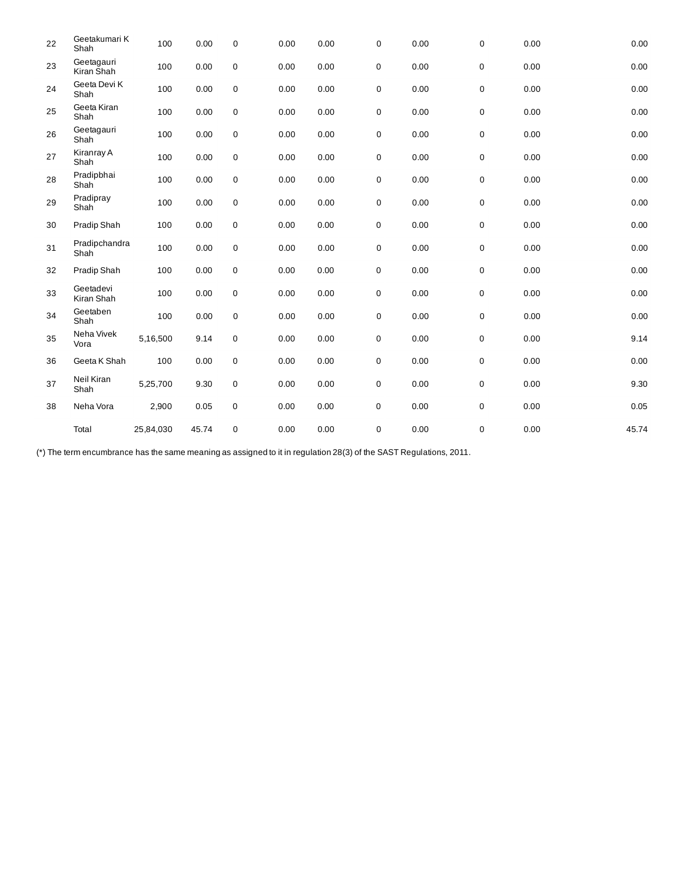| | | | | | | | | | | | |
|---|---|---|---|---|---|---|---|---|---|---|---|
| 22 | Geetakumari K Shah | 100 | 0.00 | 0 | 0.00 | 0.00 | 0 | 0.00 | 0 | 0.00 | 0.00 |
| 23 | Geetagauri Kiran Shah | 100 | 0.00 | 0 | 0.00 | 0.00 | 0 | 0.00 | 0 | 0.00 | 0.00 |
| 24 | Geeta Devi K Shah | 100 | 0.00 | 0 | 0.00 | 0.00 | 0 | 0.00 | 0 | 0.00 | 0.00 |
| 25 | Geeta Kiran Shah | 100 | 0.00 | 0 | 0.00 | 0.00 | 0 | 0.00 | 0 | 0.00 | 0.00 |
| 26 | Geetagauri Shah | 100 | 0.00 | 0 | 0.00 | 0.00 | 0 | 0.00 | 0 | 0.00 | 0.00 |
| 27 | Kiranray A Shah | 100 | 0.00 | 0 | 0.00 | 0.00 | 0 | 0.00 | 0 | 0.00 | 0.00 |
| 28 | Pradipbhai Shah | 100 | 0.00 | 0 | 0.00 | 0.00 | 0 | 0.00 | 0 | 0.00 | 0.00 |
| 29 | Pradipray Shah | 100 | 0.00 | 0 | 0.00 | 0.00 | 0 | 0.00 | 0 | 0.00 | 0.00 |
| 30 | Pradip Shah | 100 | 0.00 | 0 | 0.00 | 0.00 | 0 | 0.00 | 0 | 0.00 | 0.00 |
| 31 | Pradipchandra Shah | 100 | 0.00 | 0 | 0.00 | 0.00 | 0 | 0.00 | 0 | 0.00 | 0.00 |
| 32 | Pradip Shah | 100 | 0.00 | 0 | 0.00 | 0.00 | 0 | 0.00 | 0 | 0.00 | 0.00 |
| 33 | Geetadevi Kiran Shah | 100 | 0.00 | 0 | 0.00 | 0.00 | 0 | 0.00 | 0 | 0.00 | 0.00 |
| 34 | Geetaben Shah | 100 | 0.00 | 0 | 0.00 | 0.00 | 0 | 0.00 | 0 | 0.00 | 0.00 |
| 35 | Neha Vivek Vora | 5,16,500 | 9.14 | 0 | 0.00 | 0.00 | 0 | 0.00 | 0 | 0.00 | 9.14 |
| 36 | Geeta K Shah | 100 | 0.00 | 0 | 0.00 | 0.00 | 0 | 0.00 | 0 | 0.00 | 0.00 |
| 37 | Neil Kiran Shah | 5,25,700 | 9.30 | 0 | 0.00 | 0.00 | 0 | 0.00 | 0 | 0.00 | 9.30 |
| 38 | Neha Vora | 2,900 | 0.05 | 0 | 0.00 | 0.00 | 0 | 0.00 | 0 | 0.00 | 0.05 |
| | Total | 25,84,030 | 45.74 | 0 | 0.00 | 0.00 | 0 | 0.00 | 0 | 0.00 | 45.74 |

(*) The term encumbrance has the same meaning as assigned to it in regulation 28(3) of the SAST Regulations, 2011.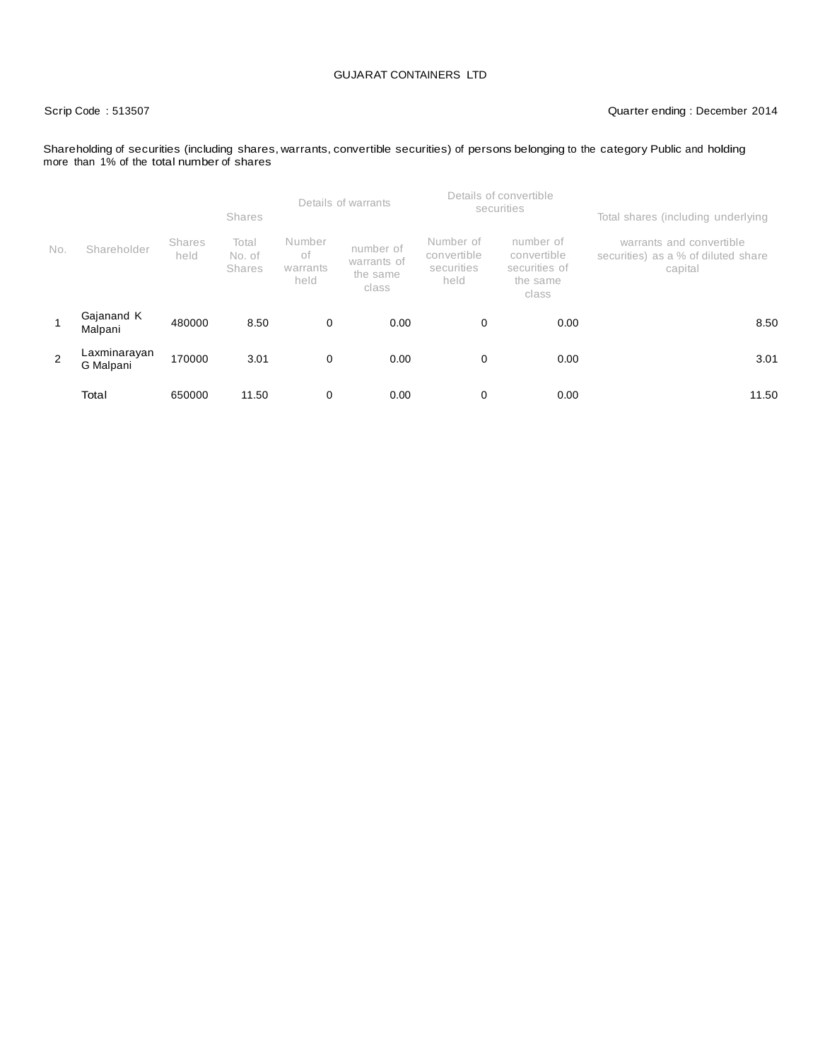GUJARAT CONTAINERS LTD

Scrip Code : 513507

Quarter ending : December 2014

Shareholding of securities (including shares, warrants, convertible securities) of persons belonging to the category Public and holding more than 1% of the total number of shares

| No. | Shareholder | Shares | | Details of warrants | | Details of convertible securities | | Total shares (including underlying warrants and convertible securities) as a % of diluted share capital |
|---|---|---|---|---|---|---|---|---|
| | | Shares held | Total No. of Shares | Number of warrants held | number of warrants of the same class | Number of convertible securities held | number of convertible securities of the same class | |
| 1 | Gajanand K Malpani | 480000 | 8.50 | 0 | 0.00 | 0 | 0.00 | 8.50 |
| 2 | Laxminarayan G Malpani | 170000 | 3.01 | 0 | 0.00 | 0 | 0.00 | 3.01 |
| | Total | 650000 | 11.50 | 0 | 0.00 | 0 | 0.00 | 11.50 |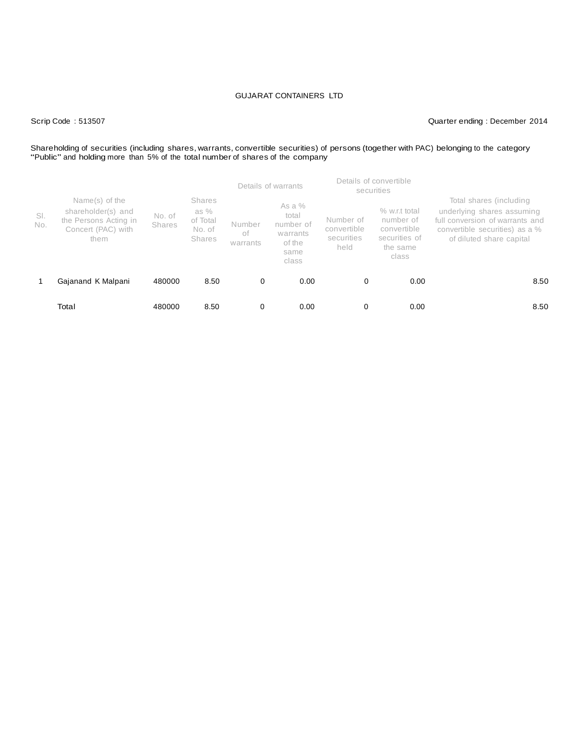GUJARAT CONTAINERS LTD

Scrip Code : 513507

Quarter ending : December 2014

Shareholding of securities (including shares, warrants, convertible securities) of persons (together with PAC) belonging to the category "Public" and holding more than 5% of the total number of shares of the company

| Sl. No. | Name(s) of the shareholder(s) and the Persons Acting in Concert (PAC) with them | No. of Shares | Shares as % of Total No. of Shares | Details of warrants | | Details of convertible securities | | Total shares (including underlying shares assuming full conversion of warrants and convertible securities) as a % of diluted share capital |
|---|---|---|---|---|---|---|---|---|
| | | | | Number of warrants | As a % total number of warrants of the same class | Number of convertible securities held | % w.r.t total number of convertible securities of the same class | |
| 1 | Gajanand K Malpani | 480000 | 8.50 | 0 | 0.00 | 0 | 0.00 | 8.50 |
| | Total | 480000 | 8.50 | 0 | 0.00 | 0 | 0.00 | 8.50 |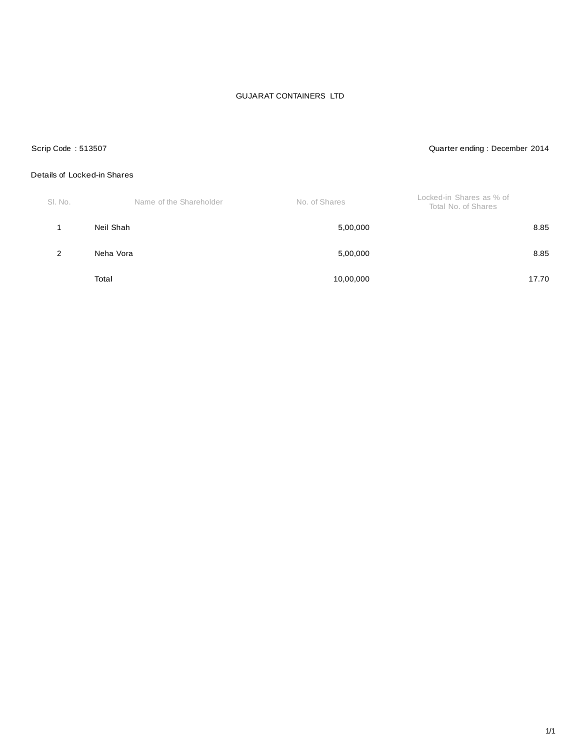GUJARAT CONTAINERS LTD

Scrip Code : 513507

Quarter ending : December 2014

Details of Locked-in Shares

| Sl. No. | Name of the Shareholder | No. of Shares | Locked-in Shares as % of Total No. of Shares |
|---|---|---|---|
| 1 | Neil Shah | 5,00,000 | 8.85 |
| 2 | Neha Vora | 5,00,000 | 8.85 |
| | Total | 10,00,000 | 17.70 |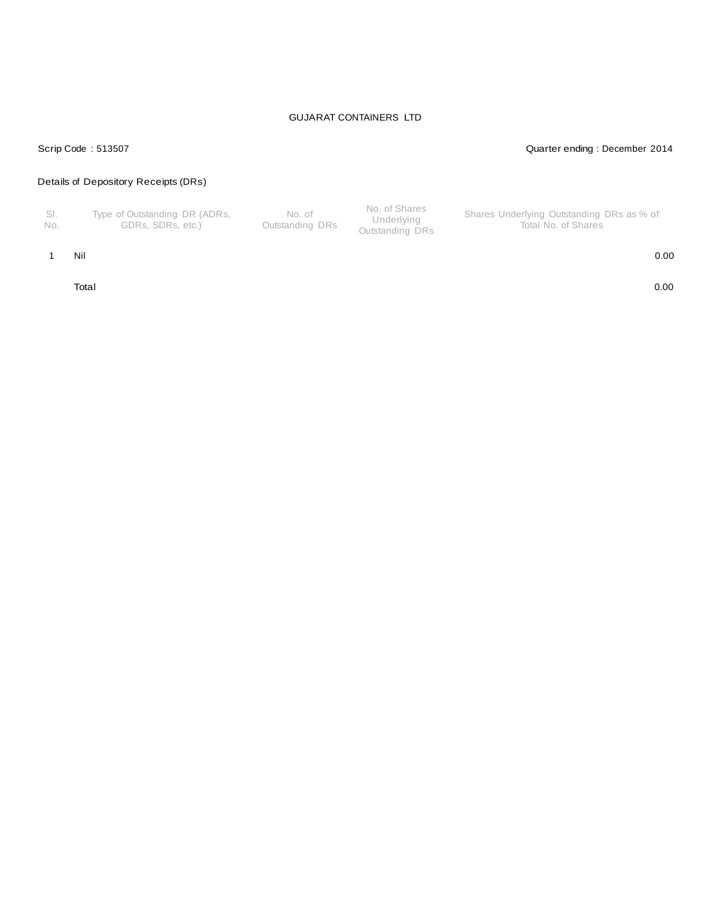GUJARAT CONTAINERS LTD

Scrip Code : 513507

Quarter ending : December 2014

Details of Depository Receipts (DRs)

| Sl. No. | Type of Outstanding DR (ADRs, GDRs, SDRs, etc.) | No. of Outstanding DRs | No. of Shares Underlying Outstanding DRs | Shares Underlying Outstanding DRs as % of Total No. of Shares |
|---|---|---|---|---|
| 1 | Nil | | | 0.00 |
| | Total | | | 0.00 |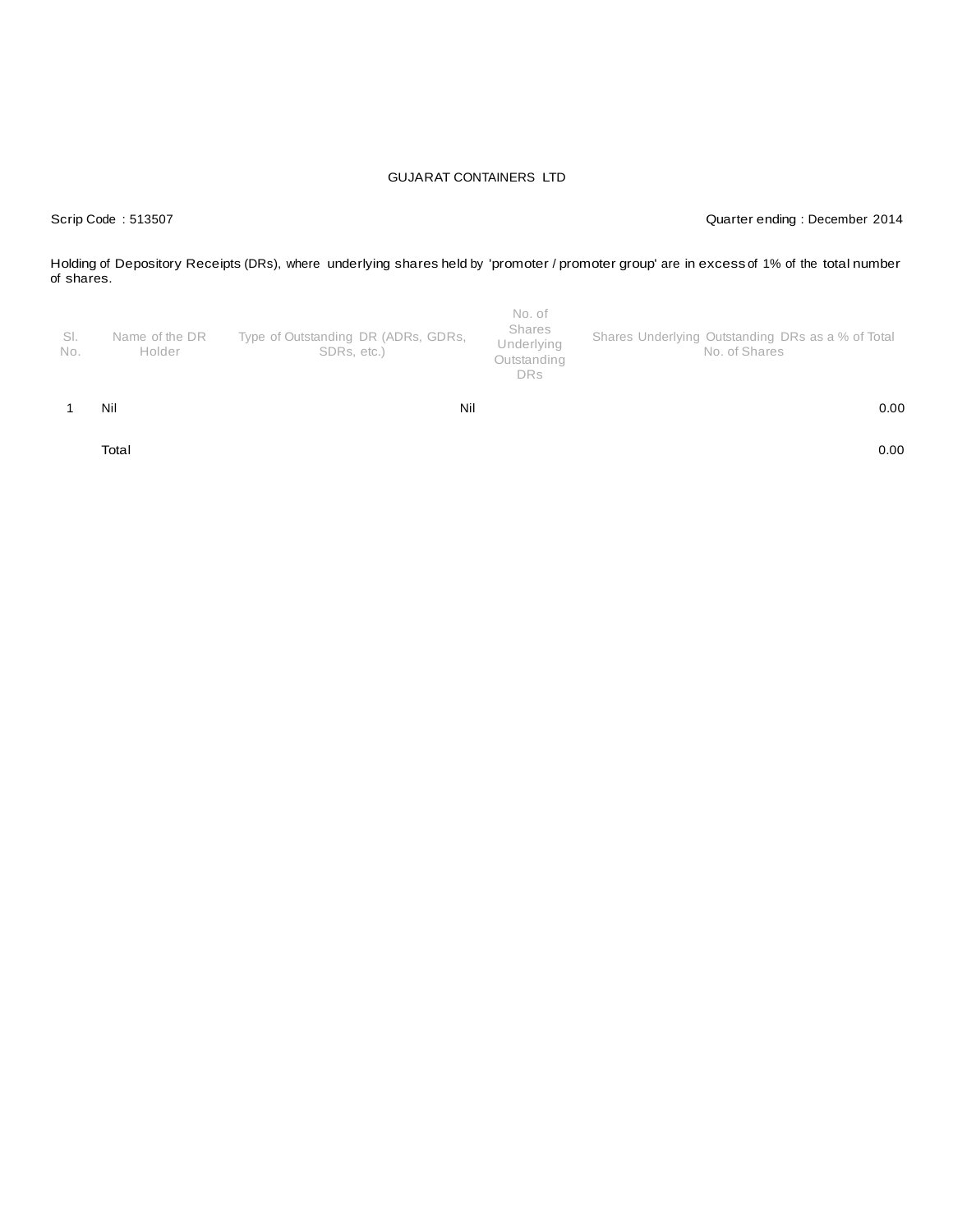GUJARAT CONTAINERS LTD

Scrip Code : 513507

Quarter ending : December 2014

Holding of Depository Receipts (DRs), where underlying shares held by 'promoter / promoter group' are in excess of 1% of the total number of shares.

| Sl. No. | Name of the DR Holder | Type of Outstanding DR (ADRs, GDRs, SDRs, etc.) | No. of Shares Underlying Outstanding DRs | Shares Underlying Outstanding DRs as a % of Total No. of Shares |
|---|---|---|---|---|
| 1 | Nil | Nil | | 0.00 |
| | Total | | | 0.00 |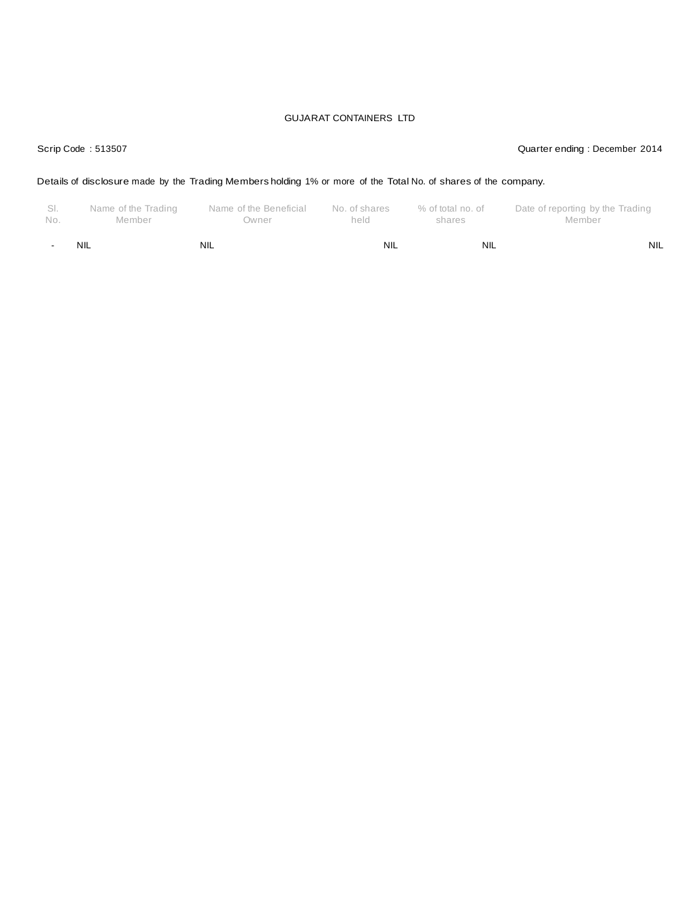GUJARAT CONTAINERS LTD

Scrip Code : 513507

Quarter ending : December 2014

Details of disclosure made by the Trading Members holding 1% or more of the Total No. of shares of the company.

| Sl. No. | Name of the Trading Member | Name of the Beneficial Owner | No. of shares held | % of total no. of shares | Date of reporting by the Trading Member |
|---|---|---|---|---|---|
| - | NIL | NIL | NIL | NIL | NIL |